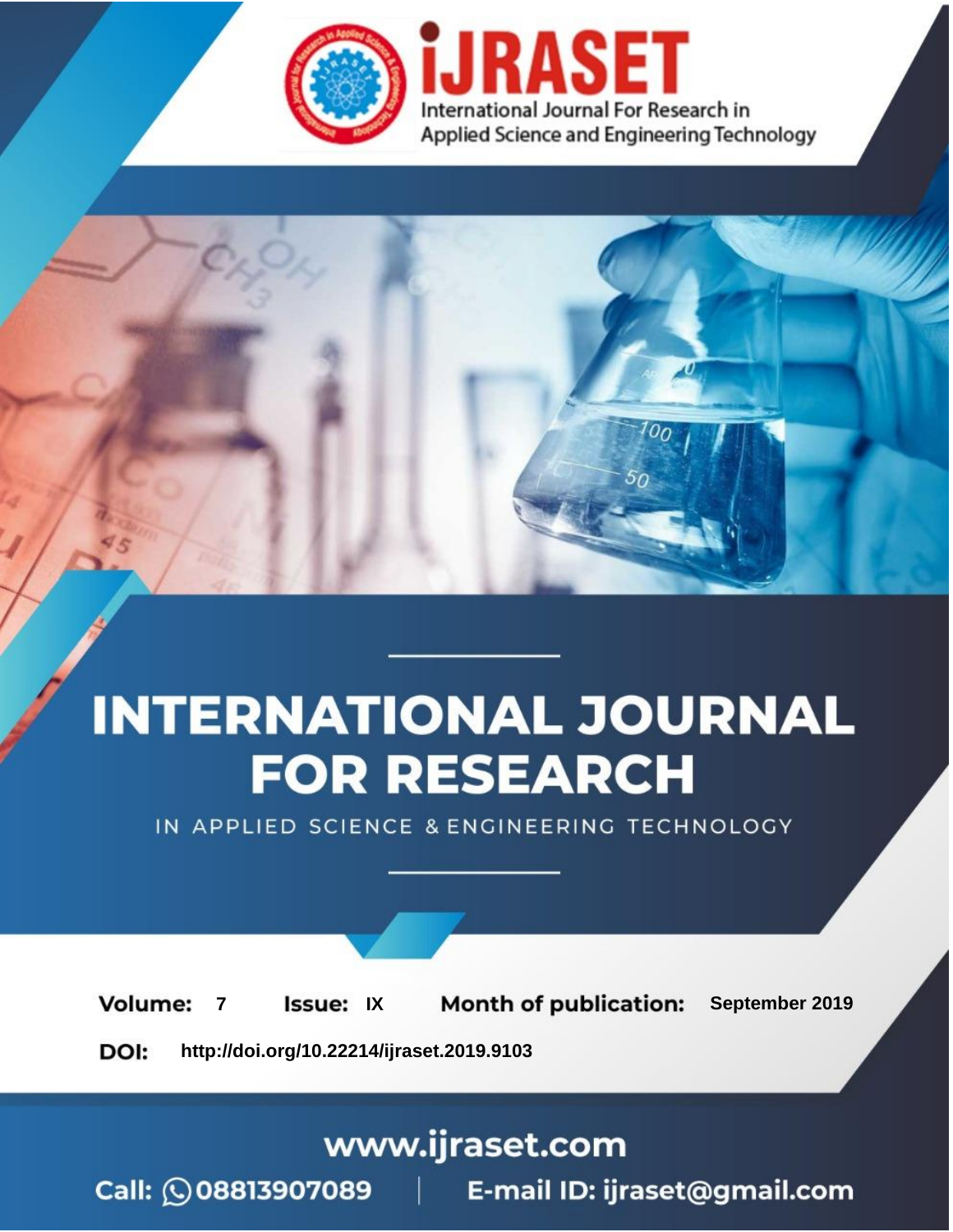# iJRASET

International Journal For Research in Applied Science and Engineering Technology

# INTERNATIONAL JOURNAL FOR RESEARCH

IN APPLIED SCIENCE & ENGINEERING TECHNOLOGY

**Volume:** 7 **Issue:** IX **Month of publication:** September 2019

**DOI:** http://doi.org/10.22214/ijraset.2019.9103

www.ijraset.com

Call: 08813907089 | E-mail ID: ijraset@gmail.com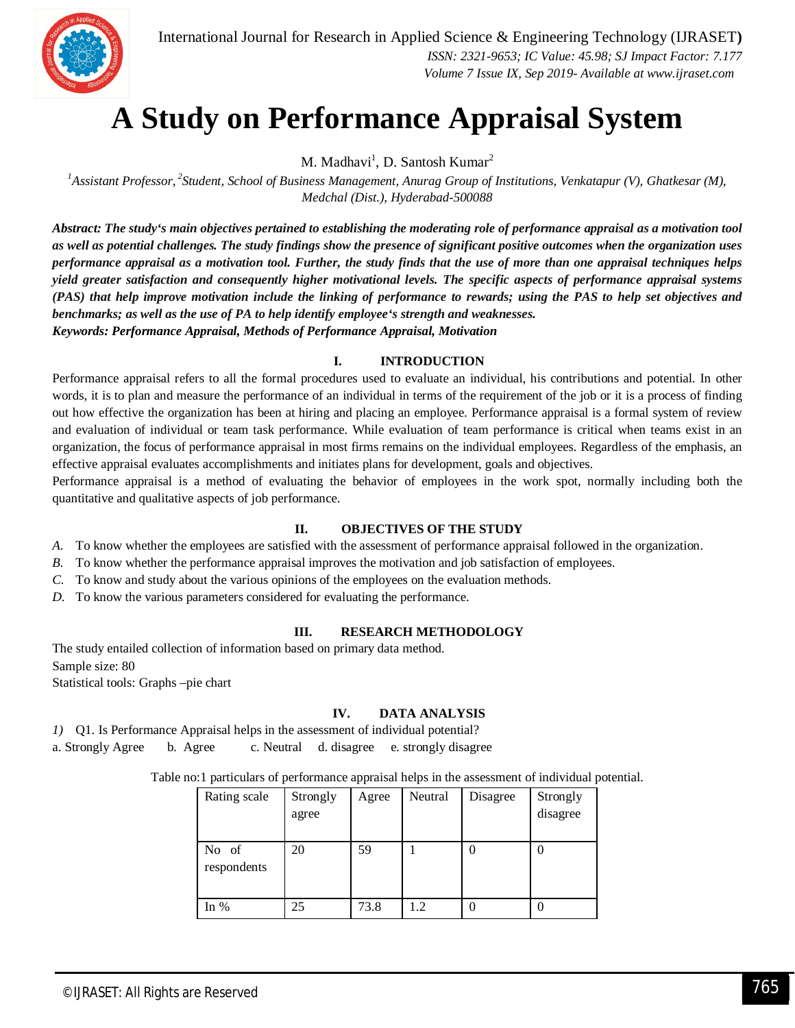# A Study on Performance Appraisal System

M. Madhavi[1], D. Santosh Kumar[2]

[1]*Assistant Professor,* [2]*Student, School of Business Management, Anurag Group of Institutions, Venkatapur (V), Ghatkesar (M), Medchal (Dist.), Hyderabad-500088*

***Abstract: The study‘s main objectives pertained to establishing the moderating role of performance appraisal as a motivation tool as well as potential challenges. The study findings show the presence of significant positive outcomes when the organization uses performance appraisal as a motivation tool. Further, the study finds that the use of more than one appraisal techniques helps yield greater satisfaction and consequently higher motivational levels. The specific aspects of performance appraisal systems (PAS) that help improve motivation include the linking of performance to rewards; using the PAS to help set objectives and benchmarks; as well as the use of PA to help identify employee‘s strength and weaknesses.***

***Keywords: Performance Appraisal, Methods of Performance Appraisal, Motivation***

## I. INTRODUCTION

Performance appraisal refers to all the formal procedures used to evaluate an individual, his contributions and potential. In other words, it is to plan and measure the performance of an individual in terms of the requirement of the job or it is a process of finding out how effective the organization has been at hiring and placing an employee. Performance appraisal is a formal system of review and evaluation of individual or team task performance. While evaluation of team performance is critical when teams exist in an organization, the focus of performance appraisal in most firms remains on the individual employees. Regardless of the emphasis, an effective appraisal evaluates accomplishments and initiates plans for development, goals and objectives.

Performance appraisal is a method of evaluating the behavior of employees in the work spot, normally including both the quantitative and qualitative aspects of job performance.

## II. OBJECTIVES OF THE STUDY

*A.* To know whether the employees are satisfied with the assessment of performance appraisal followed in the organization.

*B.* To know whether the performance appraisal improves the motivation and job satisfaction of employees.

*C.* To know and study about the various opinions of the employees on the evaluation methods.

*D.* To know the various parameters considered for evaluating the performance.

## III. RESEARCH METHODOLOGY

The study entailed collection of information based on primary data method.

Sample size: 80

Statistical tools: Graphs –pie chart

## IV. DATA ANALYSIS

*1)* Q1. Is Performance Appraisal helps in the assessment of individual potential?

a. Strongly Agree b. Agree c. Neutral d. disagree e. strongly disagree

Table no:1 particulars of performance appraisal helps in the assessment of individual potential.

| Rating scale | Strongly agree | Agree | Neutral | Disagree | Strongly disagree |
|---|---|---|---|---|---|
| No of respondents | 20 | 59 | 1 | 0 | 0 |
| In % | 25 | 73.8 | 1.2 | 0 | 0 |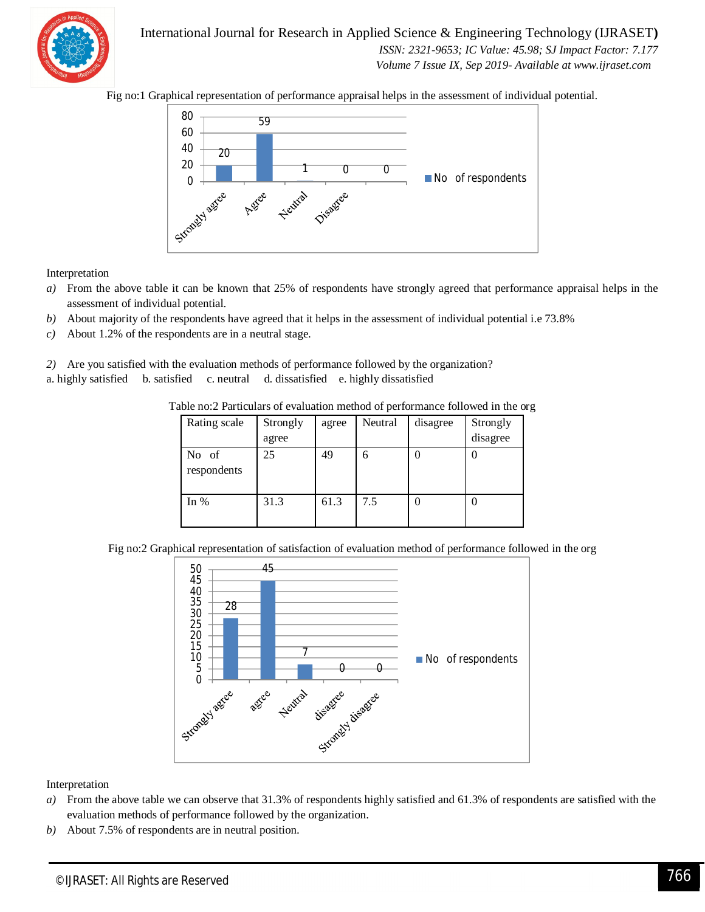Fig no:1 Graphical representation of performance appraisal helps in the assessment of individual potential.

Interpretation

a) From the above table it can be known that 25% of respondents have strongly agreed that performance appraisal helps in the assessment of individual potential.
b) About majority of the respondents have agreed that it helps in the assessment of individual potential i.e 73.8%
c) About 1.2% of the respondents are in a neutral stage.

2) Are you satisfied with the evaluation methods of performance followed by the organization?

a. highly satisfied  b. satisfied  c. neutral  d. dissatisfied  e. highly dissatisfied

Table no:2 Particulars of evaluation method of performance followed in the org

| Rating scale | Strongly agree | agree | Neutral | disagree | Strongly disagree |
|---|---|---|---|---|---|
| No of respondents | 25 | 49 | 6 | 0 | 0 |
| In % | 31.3 | 61.3 | 7.5 | 0 | 0 |

Fig no:2 Graphical representation of satisfaction of evaluation method of performance followed in the org

Interpretation

a) From the above table we can observe that 31.3% of respondents highly satisfied and 61.3% of respondents are satisfied with the evaluation methods of performance followed by the organization.
b) About 7.5% of respondents are in neutral position.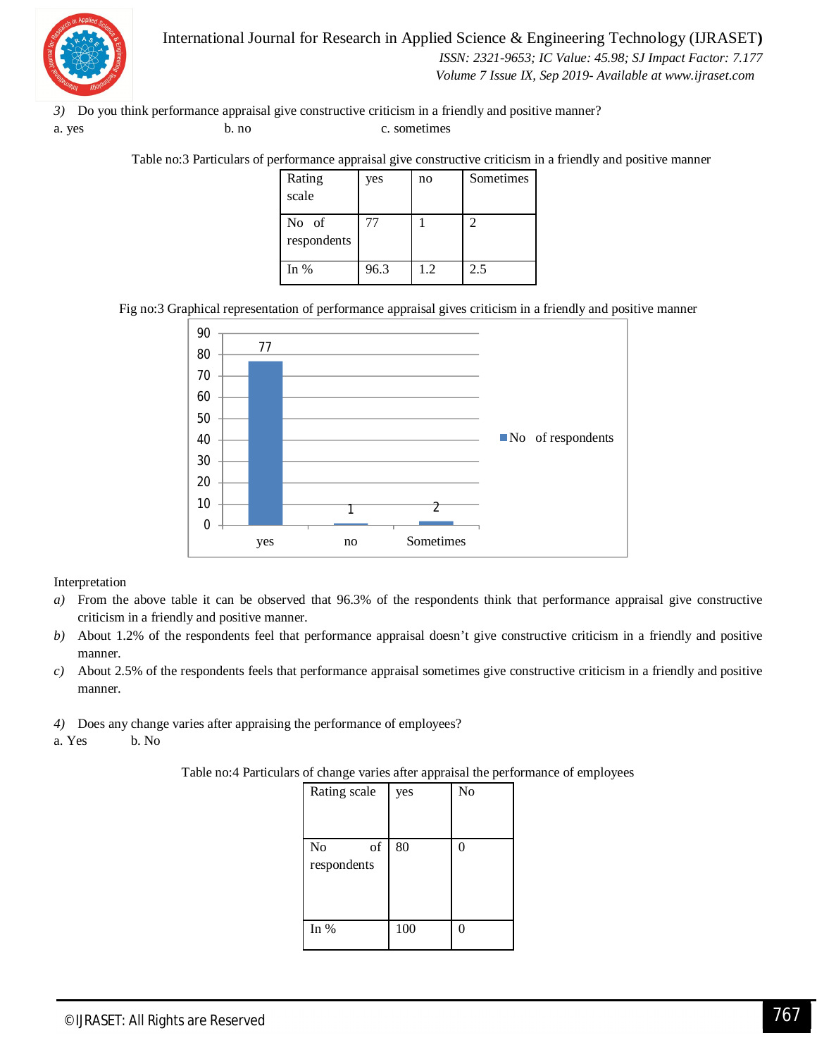*3)* Do you think performance appraisal give constructive criticism in a friendly and positive manner?

a. yes b. no c. sometimes

Table no:3 Particulars of performance appraisal give constructive criticism in a friendly and positive manner

| Rating scale | yes | no | Sometimes |
|---|---|---|---|
| No of respondents | 77 | 1 | 2 |
| In % | 96.3 | 1.2 | 2.5 |

Fig no:3 Graphical representation of performance appraisal gives criticism in a friendly and positive manner

Interpretation

*a)* From the above table it can be observed that 96.3% of the respondents think that performance appraisal give constructive criticism in a friendly and positive manner.

*b)* About 1.2% of the respondents feel that performance appraisal doesn't give constructive criticism in a friendly and positive manner.

*c)* About 2.5% of the respondents feels that performance appraisal sometimes give constructive criticism in a friendly and positive manner.

*4)* Does any change varies after appraising the performance of employees?

a. Yes b. No

Table no:4 Particulars of change varies after appraisal the performance of employees

| Rating scale | yes | No |
|---|---|---|
| No of respondents | 80 | 0 |
| In % | 100 | 0 |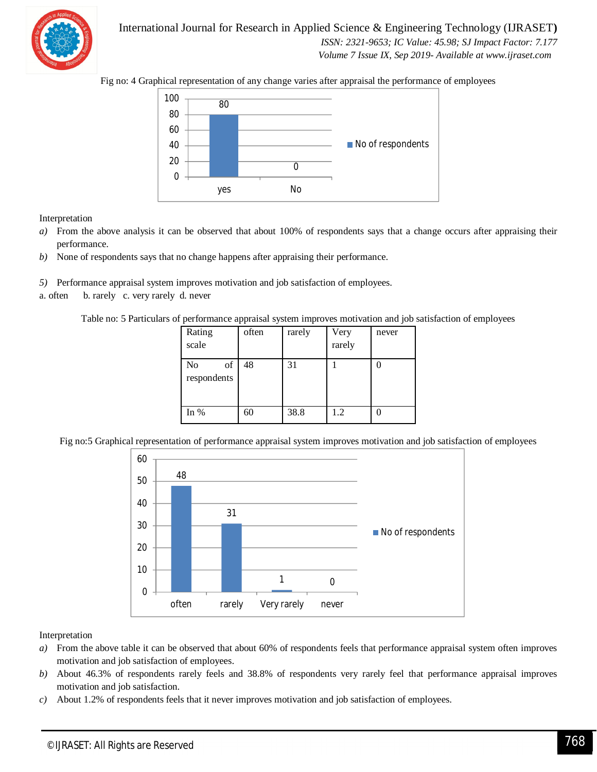Fig no: 4 Graphical representation of any change varies after appraisal the performance of employees

Interpretation

*a)* From the above analysis it can be observed that about 100% of respondents says that a change occurs after appraising their performance.

*b)* None of respondents says that no change happens after appraising their performance.

*5)* Performance appraisal system improves motivation and job satisfaction of employees.

a. often  b. rarely  c. very rarely  d. never

Table no: 5 Particulars of performance appraisal system improves motivation and job satisfaction of employees

| Rating scale | often | rarely | Very rarely | never |
|---|---|---|---|---|
| No of respondents | 48 | 31 | 1 | 0 |
| In % | 60 | 38.8 | 1.2 | 0 |

Fig no:5 Graphical representation of performance appraisal system improves motivation and job satisfaction of employees

Interpretation

*a)* From the above table it can be observed that about 60% of respondents feels that performance appraisal system often improves motivation and job satisfaction of employees.

*b)* About 46.3% of respondents rarely feels and 38.8% of respondents very rarely feel that performance appraisal improves motivation and job satisfaction.

*c)* About 1.2% of respondents feels that it never improves motivation and job satisfaction of employees.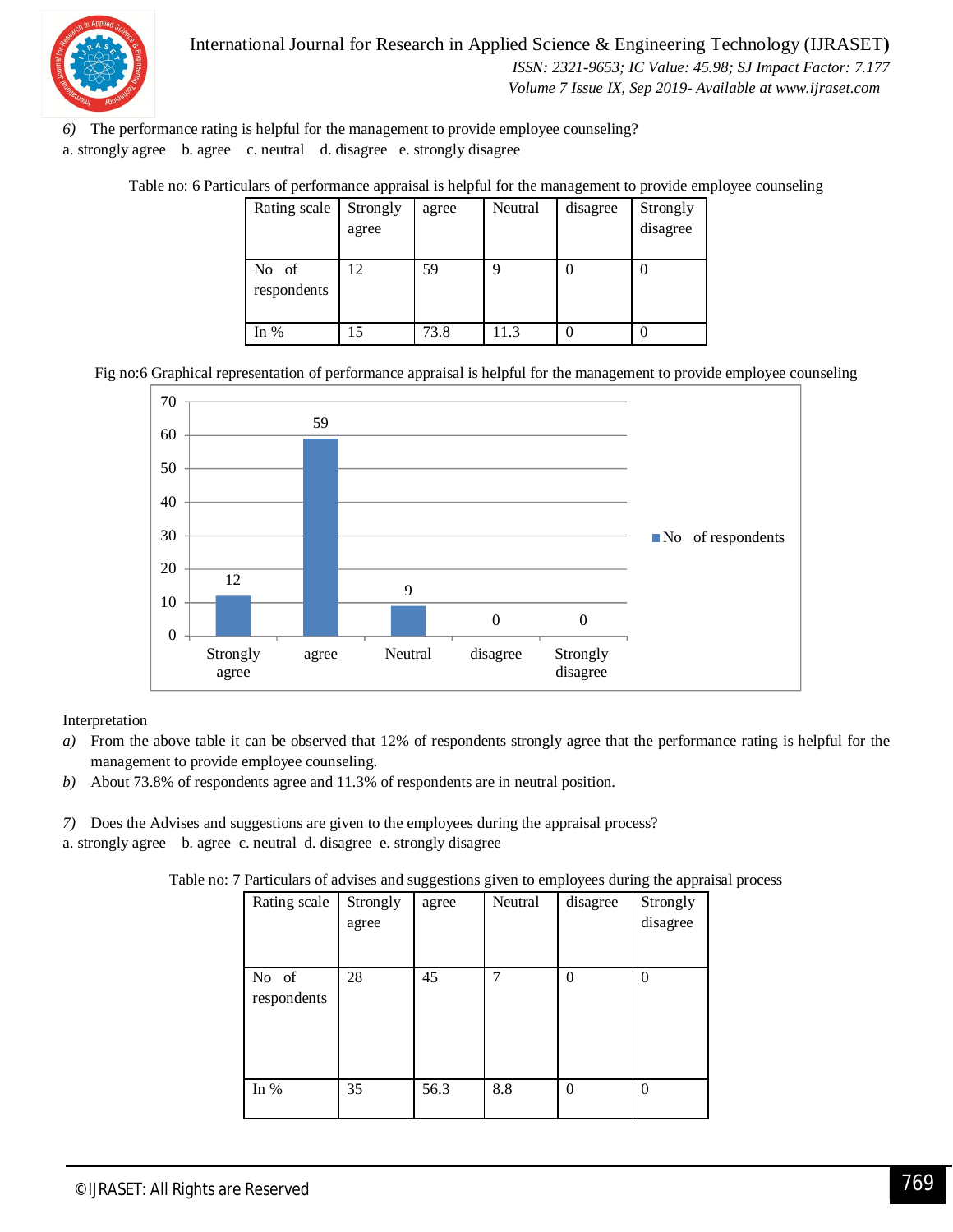*6)* The performance rating is helpful for the management to provide employee counseling?

a. strongly agree  b. agree  c. neutral  d. disagree  e. strongly disagree

Table no: 6 Particulars of performance appraisal is helpful for the management to provide employee counseling

| Rating scale | Strongly agree | agree | Neutral | disagree | Strongly disagree |
|---|---|---|---|---|---|
| No of respondents | 12 | 59 | 9 | 0 | 0 |
| In % | 15 | 73.8 | 11.3 | 0 | 0 |

Fig no:6 Graphical representation of performance appraisal is helpful for the management to provide employee counseling

Interpretation

*a)* From the above table it can be observed that 12% of respondents strongly agree that the performance rating is helpful for the management to provide employee counseling.

*b)* About 73.8% of respondents agree and 11.3% of respondents are in neutral position.

*7)* Does the Advises and suggestions are given to the employees during the appraisal process?

a. strongly agree  b. agree  c. neutral  d. disagree  e. strongly disagree

Table no: 7 Particulars of advises and suggestions given to employees during the appraisal process

| Rating scale | Strongly agree | agree | Neutral | disagree | Strongly disagree |
|---|---|---|---|---|---|
| No of respondents | 28 | 45 | 7 | 0 | 0 |
| In % | 35 | 56.3 | 8.8 | 0 | 0 |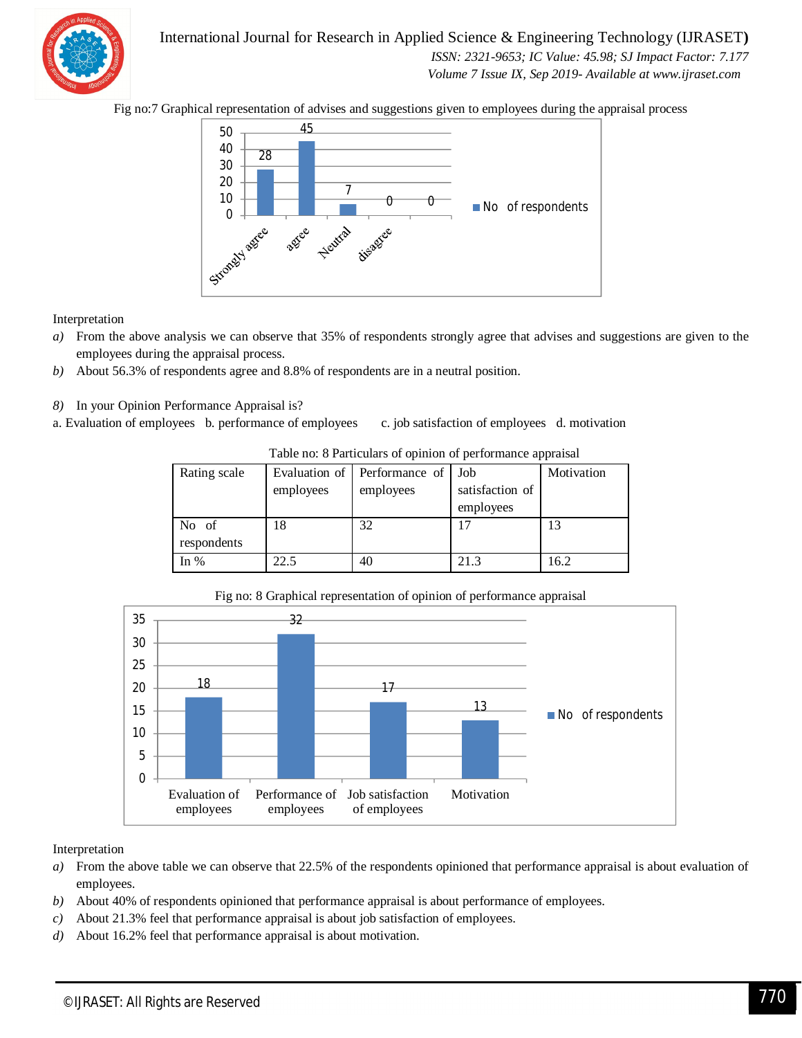Fig no:7 Graphical representation of advises and suggestions given to employees during the appraisal process

Interpretation

*a)* From the above analysis we can observe that 35% of respondents strongly agree that advises and suggestions are given to the employees during the appraisal process.

*b)* About 56.3% of respondents agree and 8.8% of respondents are in a neutral position.

*8)* In your Opinion Performance Appraisal is?

a. Evaluation of employees b. performance of employees c. job satisfaction of employees d. motivation

Table no: 8 Particulars of opinion of performance appraisal

| Rating scale | Evaluation of employees | Performance of employees | Job satisfaction of employees | Motivation |
|---|---|---|---|---|
| No of respondents | 18 | 32 | 17 | 13 |
| In % | 22.5 | 40 | 21.3 | 16.2 |

Fig no: 8 Graphical representation of opinion of performance appraisal

Interpretation

*a)* From the above table we can observe that 22.5% of the respondents opinioned that performance appraisal is about evaluation of employees.

*b)* About 40% of respondents opinioned that performance appraisal is about performance of employees.

*c)* About 21.3% feel that performance appraisal is about job satisfaction of employees.

*d)* About 16.2% feel that performance appraisal is about motivation.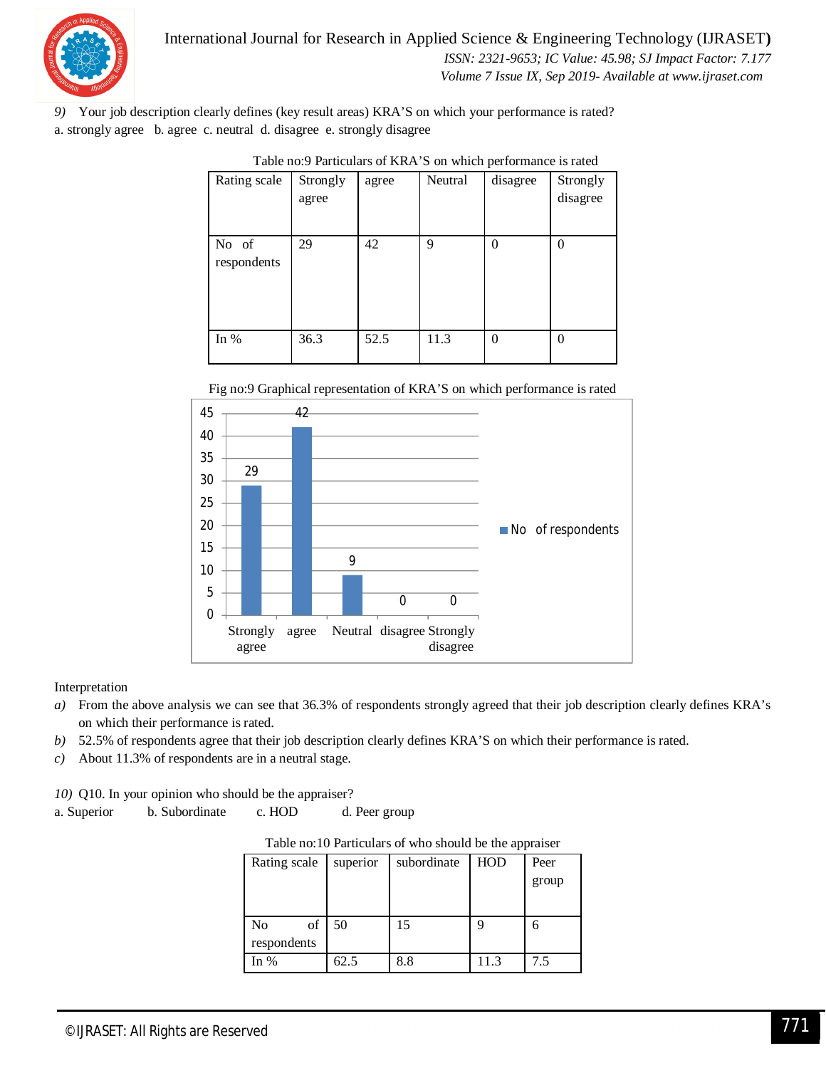9) Your job description clearly defines (key result areas) KRA'S on which your performance is rated?

a. strongly agree b. agree c. neutral d. disagree e. strongly disagree

Table no:9 Particulars of KRA'S on which performance is rated

| Rating scale | Strongly agree | agree | Neutral | disagree | Strongly disagree |
|---|---|---|---|---|---|
| No of respondents | 29 | 42 | 9 | 0 | 0 |
| In % | 36.3 | 52.5 | 11.3 | 0 | 0 |

Fig no:9 Graphical representation of KRA'S on which performance is rated

Interpretation

a) From the above analysis we can see that 36.3% of respondents strongly agreed that their job description clearly defines KRA's on which their performance is rated.

b) 52.5% of respondents agree that their job description clearly defines KRA'S on which their performance is rated.

c) About 11.3% of respondents are in a neutral stage.

10) Q10. In your opinion who should be the appraiser?

a. Superior b. Subordinate c. HOD d. Peer group

Table no:10 Particulars of who should be the appraiser

| Rating scale | superior | subordinate | HOD | Peer group |
|---|---|---|---|---|
| No of respondents | 50 | 15 | 9 | 6 |
| In % | 62.5 | 8.8 | 11.3 | 7.5 |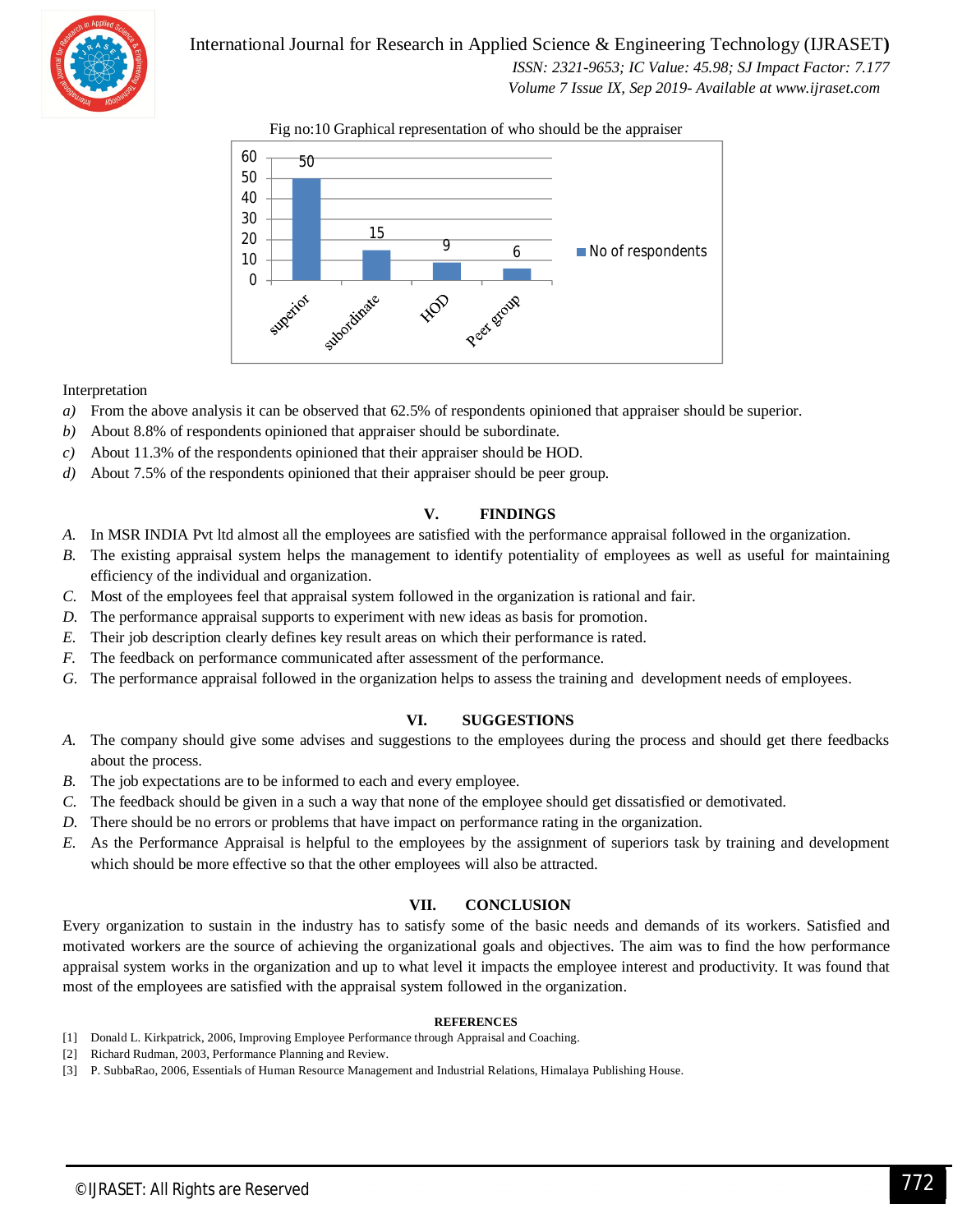Fig no:10 Graphical representation of who should be the appraiser

| | No of respondents |
|---|---|
| superior | 50 |
| subordinate | 15 |
| HOD | 9 |
| Peer group | 6 |

Interpretation

a) From the above analysis it can be observed that 62.5% of respondents opinioned that appraiser should be superior.
b) About 8.8% of respondents opinioned that appraiser should be subordinate.
c) About 11.3% of the respondents opinioned that their appraiser should be HOD.
d) About 7.5% of the respondents opinioned that their appraiser should be peer group.

## V. FINDINGS

A. In MSR INDIA Pvt ltd almost all the employees are satisfied with the performance appraisal followed in the organization.
B. The existing appraisal system helps the management to identify potentiality of employees as well as useful for maintaining efficiency of the individual and organization.
C. Most of the employees feel that appraisal system followed in the organization is rational and fair.
D. The performance appraisal supports to experiment with new ideas as basis for promotion.
E. Their job description clearly defines key result areas on which their performance is rated.
F. The feedback on performance communicated after assessment of the performance.
G. The performance appraisal followed in the organization helps to assess the training and development needs of employees.

## VI. SUGGESTIONS

A. The company should give some advises and suggestions to the employees during the process and should get there feedbacks about the process.
B. The job expectations are to be informed to each and every employee.
C. The feedback should be given in a such a way that none of the employee should get dissatisfied or demotivated.
D. There should be no errors or problems that have impact on performance rating in the organization.
E. As the Performance Appraisal is helpful to the employees by the assignment of superiors task by training and development which should be more effective so that the other employees will also be attracted.

## VII. CONCLUSION

Every organization to sustain in the industry has to satisfy some of the basic needs and demands of its workers. Satisfied and motivated workers are the source of achieving the organizational goals and objectives. The aim was to find the how performance appraisal system works in the organization and up to what level it impacts the employee interest and productivity. It was found that most of the employees are satisfied with the appraisal system followed in the organization.

## REFERENCES

[1] Donald L. Kirkpatrick, 2006, Improving Employee Performance through Appraisal and Coaching.
[2] Richard Rudman, 2003, Performance Planning and Review.
[3] P. SubbaRao, 2006, Essentials of Human Resource Management and Industrial Relations, Himalaya Publishing House.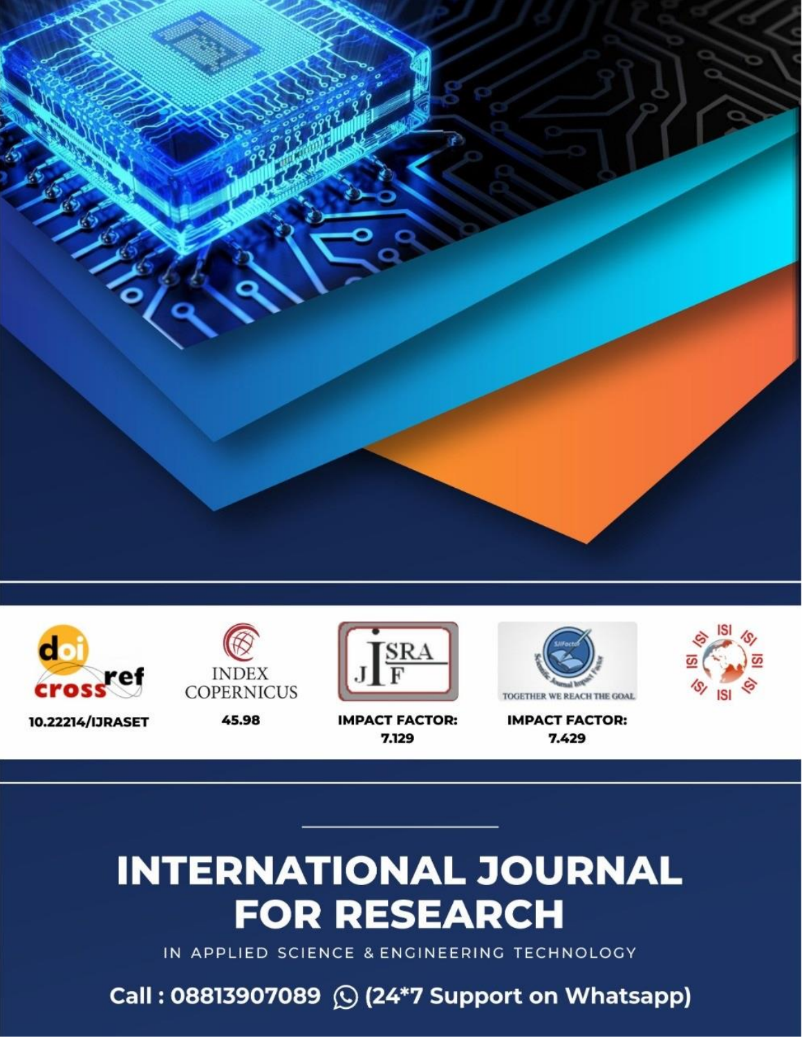10.22214/IJRASET

45.98

IMPACT FACTOR: 7.129

IMPACT FACTOR: 7.429

# INTERNATIONAL JOURNAL FOR RESEARCH

IN APPLIED SCIENCE & ENGINEERING TECHNOLOGY

Call : 08813907089 (24*7 Support on Whatsapp)